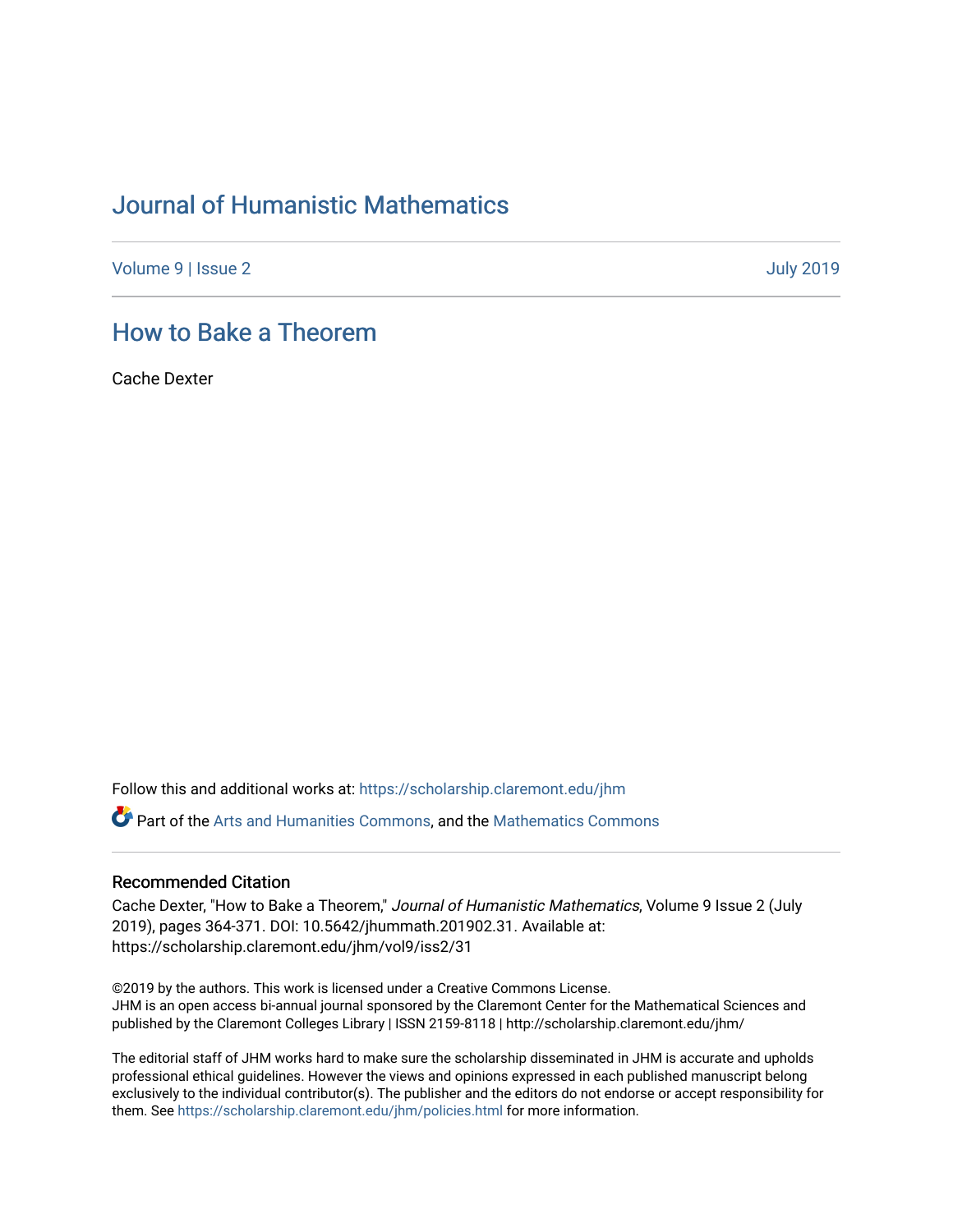# Journal of Humanistic Mathematics

Volume 9 | Issue 2 July 2019

## How to Bake a Theorem

Cache Dexter

Follow this and additional works at: https://scholarship.claremont.edu/jhm

Part of the Arts and Humanities Commons, and the Mathematics Commons

### Recommended Citation

Cache Dexter, "How to Bake a Theorem," *Journal of Humanistic Mathematics*, Volume 9 Issue 2 (July 2019), pages 364-371. DOI: 10.5642/jhummath.201902.31. Available at: https://scholarship.claremont.edu/jhm/vol9/iss2/31

©2019 by the authors. This work is licensed under a Creative Commons License.
JHM is an open access bi-annual journal sponsored by the Claremont Center for the Mathematical Sciences and published by the Claremont Colleges Library | ISSN 2159-8118 | http://scholarship.claremont.edu/jhm/

The editorial staff of JHM works hard to make sure the scholarship disseminated in JHM is accurate and upholds professional ethical guidelines. However the views and opinions expressed in each published manuscript belong exclusively to the individual contributor(s). The publisher and the editors do not endorse or accept responsibility for them. See https://scholarship.claremont.edu/jhm/policies.html for more information.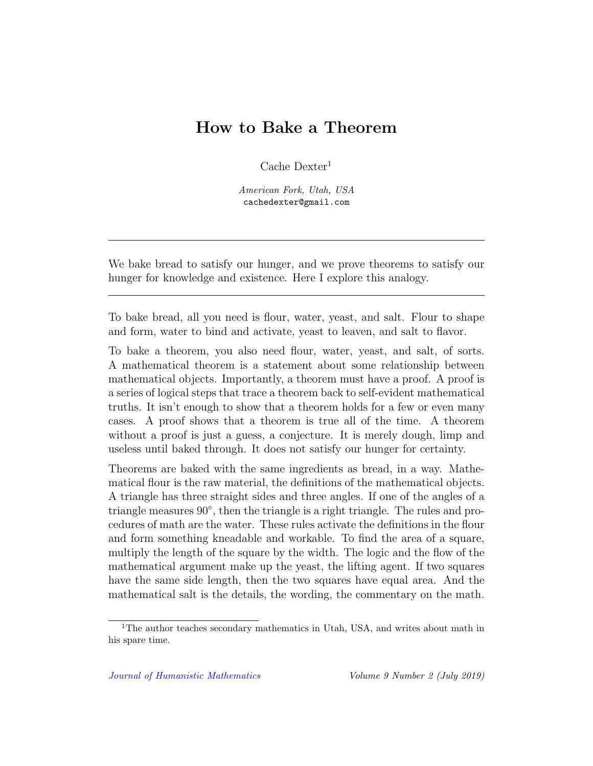# How to Bake a Theorem

Cache Dexter[1]

*American Fork, Utah, USA*
cachedexter@gmail.com

---

We bake bread to satisfy our hunger, and we prove theorems to satisfy our hunger for knowledge and existence. Here I explore this analogy.

---

To bake bread, all you need is flour, water, yeast, and salt. Flour to shape and form, water to bind and activate, yeast to leaven, and salt to flavor.

To bake a theorem, you also need flour, water, yeast, and salt, of sorts. A mathematical theorem is a statement about some relationship between mathematical objects. Importantly, a theorem must have a proof. A proof is a series of logical steps that trace a theorem back to self-evident mathematical truths. It isn't enough to show that a theorem holds for a few or even many cases. A proof shows that a theorem is true all of the time. A theorem without a proof is just a guess, a conjecture. It is merely dough, limp and useless until baked through. It does not satisfy our hunger for certainty.

Theorems are baked with the same ingredients as bread, in a way. Mathematical flour is the raw material, the definitions of the mathematical objects. A triangle has three straight sides and three angles. If one of the angles of a triangle measures $90^\circ$, then the triangle is a right triangle. The rules and procedures of math are the water. These rules activate the definitions in the flour and form something kneadable and workable. To find the area of a square, multiply the length of the square by the width. The logic and the flow of the mathematical argument make up the yeast, the lifting agent. If two squares have the same side length, then the two squares have equal area. And the mathematical salt is the details, the wording, the commentary on the math.

[1] The author teaches secondary mathematics in Utah, USA, and writes about math in his spare time.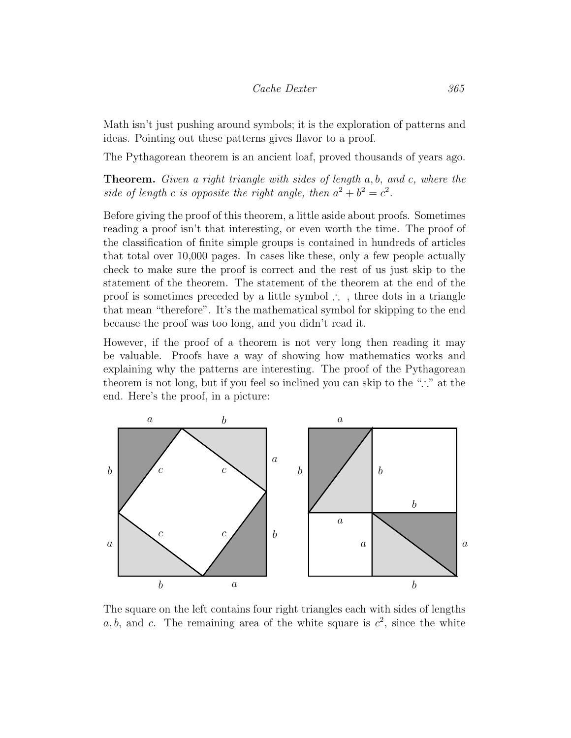Math isn't just pushing around symbols; it is the exploration of patterns and ideas. Pointing out these patterns gives flavor to a proof.

The Pythagorean theorem is an ancient loaf, proved thousands of years ago.

**Theorem.** *Given a right triangle with sides of length $a, b$, and $c$, where the side of length $c$ is opposite the right angle, then $a^2 + b^2 = c^2$.*

Before giving the proof of this theorem, a little aside about proofs. Sometimes reading a proof isn't that interesting, or even worth the time. The proof of the classification of finite simple groups is contained in hundreds of articles that total over 10,000 pages. In cases like these, only a few people actually check to make sure the proof is correct and the rest of us just skip to the statement of the theorem. The statement of the theorem at the end of the proof is sometimes preceded by a little symbol $\therefore$ , three dots in a triangle that mean "therefore". It's the mathematical symbol for skipping to the end because the proof was too long, and you didn't read it.

However, if the proof of a theorem is not very long then reading it may be valuable. Proofs have a way of showing how mathematics works and explaining why the patterns are interesting. The proof of the Pythagorean theorem is not long, but if you feel so inclined you can skip to the "$\because$" at the end. Here's the proof, in a picture:

The square on the left contains four right triangles each with sides of lengths $a, b$, and $c$. The remaining area of the white square is $c^2$, since the white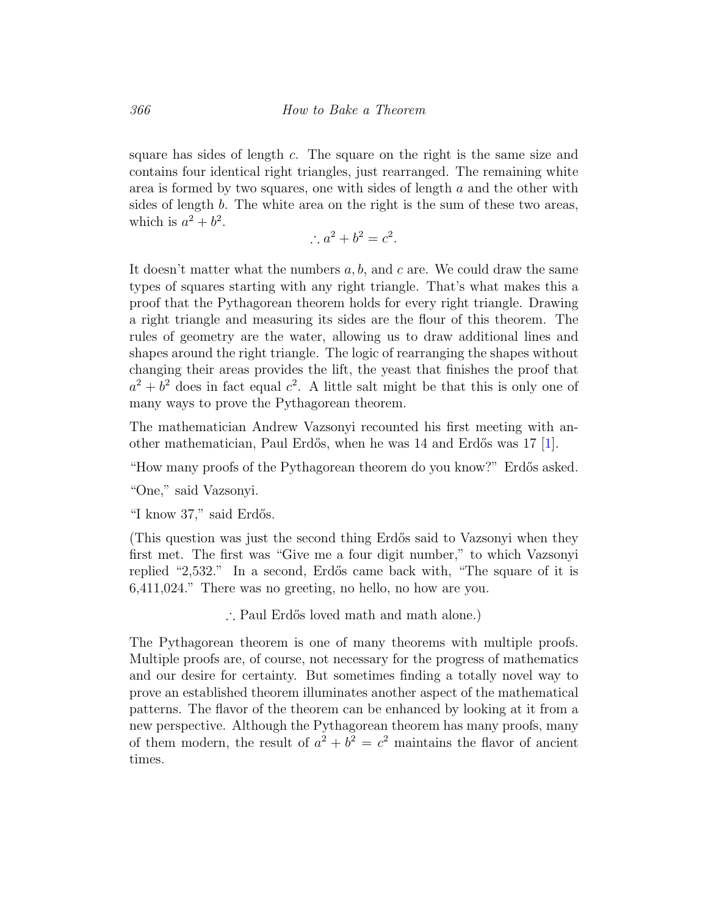square has sides of length $c$. The square on the right is the same size and contains four identical right triangles, just rearranged. The remaining white area is formed by two squares, one with sides of length $a$ and the other with sides of length $b$. The white area on the right is the sum of these two areas, which is $a^2 + b^2$.

$$\therefore a^2 + b^2 = c^2.$$

It doesn't matter what the numbers $a, b$, and $c$ are. We could draw the same types of squares starting with any right triangle. That's what makes this a proof that the Pythagorean theorem holds for every right triangle. Drawing a right triangle and measuring its sides are the flour of this theorem. The rules of geometry are the water, allowing us to draw additional lines and shapes around the right triangle. The logic of rearranging the shapes without changing their areas provides the lift, the yeast that finishes the proof that $a^2 + b^2$ does in fact equal $c^2$. A little salt might be that this is only one of many ways to prove the Pythagorean theorem.

The mathematician Andrew Vazsonyi recounted his first meeting with another mathematician, Paul Erdős, when he was 14 and Erdős was 17 [1].

"How many proofs of the Pythagorean theorem do you know?" Erdős asked.

"One," said Vazsonyi.

"I know 37," said Erdős.

(This question was just the second thing Erdős said to Vazsonyi when they first met. The first was "Give me a four digit number," to which Vazsonyi replied "2,532." In a second, Erdős came back with, "The square of it is 6,411,024." There was no greeting, no hello, no how are you.

$\therefore$ Paul Erdős loved math and math alone.)

The Pythagorean theorem is one of many theorems with multiple proofs. Multiple proofs are, of course, not necessary for the progress of mathematics and our desire for certainty. But sometimes finding a totally novel way to prove an established theorem illuminates another aspect of the mathematical patterns. The flavor of the theorem can be enhanced by looking at it from a new perspective. Although the Pythagorean theorem has many proofs, many of them modern, the result of $a^2 + b^2 = c^2$ maintains the flavor of ancient times.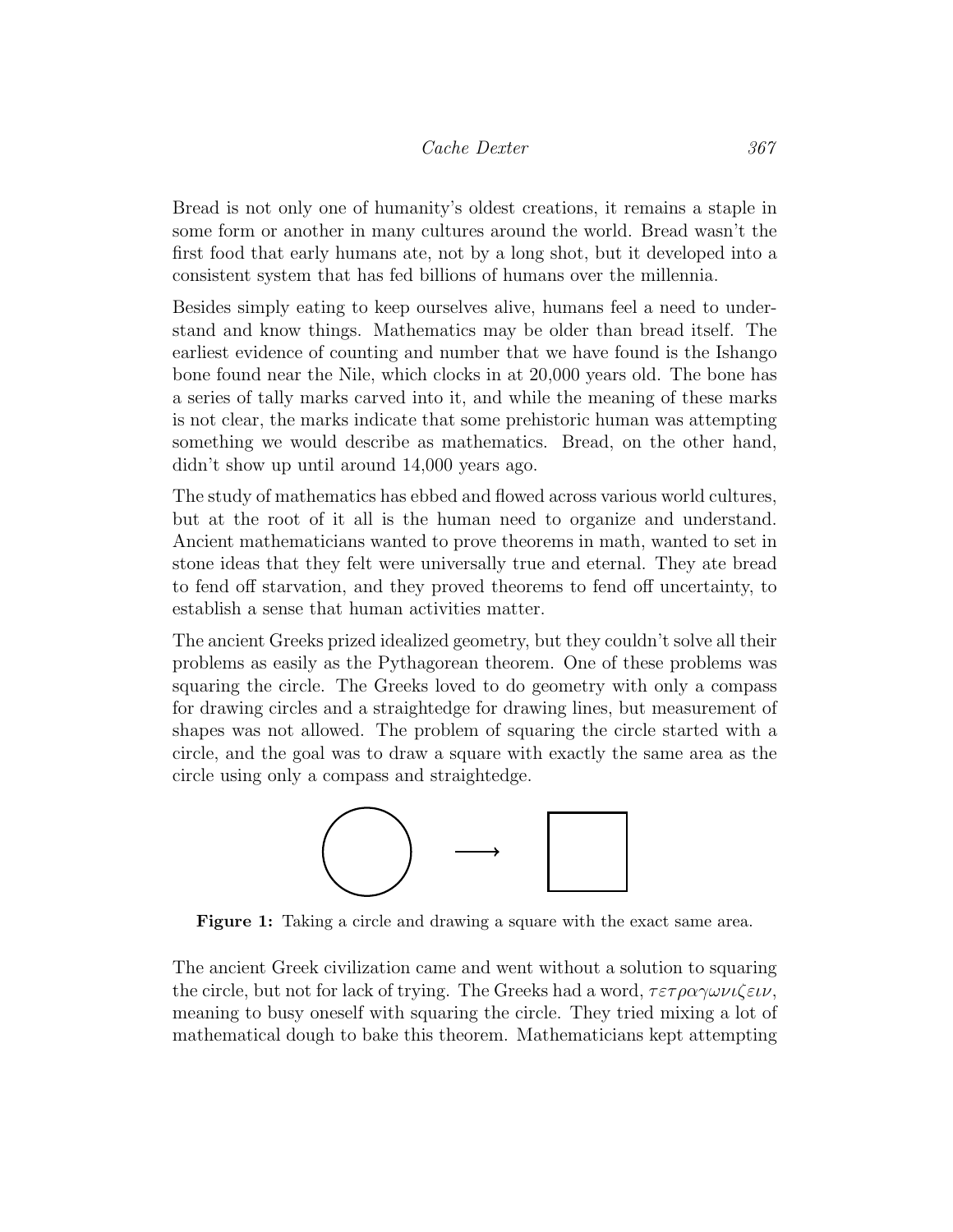Bread is not only one of humanity's oldest creations, it remains a staple in some form or another in many cultures around the world. Bread wasn't the first food that early humans ate, not by a long shot, but it developed into a consistent system that has fed billions of humans over the millennia.

Besides simply eating to keep ourselves alive, humans feel a need to understand and know things. Mathematics may be older than bread itself. The earliest evidence of counting and number that we have found is the Ishango bone found near the Nile, which clocks in at 20,000 years old. The bone has a series of tally marks carved into it, and while the meaning of these marks is not clear, the marks indicate that some prehistoric human was attempting something we would describe as mathematics. Bread, on the other hand, didn't show up until around 14,000 years ago.

The study of mathematics has ebbed and flowed across various world cultures, but at the root of it all is the human need to organize and understand. Ancient mathematicians wanted to prove theorems in math, wanted to set in stone ideas that they felt were universally true and eternal. They ate bread to fend off starvation, and they proved theorems to fend off uncertainty, to establish a sense that human activities matter.

The ancient Greeks prized idealized geometry, but they couldn't solve all their problems as easily as the Pythagorean theorem. One of these problems was squaring the circle. The Greeks loved to do geometry with only a compass for drawing circles and a straightedge for drawing lines, but measurement of shapes was not allowed. The problem of squaring the circle started with a circle, and the goal was to draw a square with exactly the same area as the circle using only a compass and straightedge.

**Figure 1:** Taking a circle and drawing a square with the exact same area.

The ancient Greek civilization came and went without a solution to squaring the circle, but not for lack of trying. The Greeks had a word, *τετραγωνιζειν*, meaning to busy oneself with squaring the circle. They tried mixing a lot of mathematical dough to bake this theorem. Mathematicians kept attempting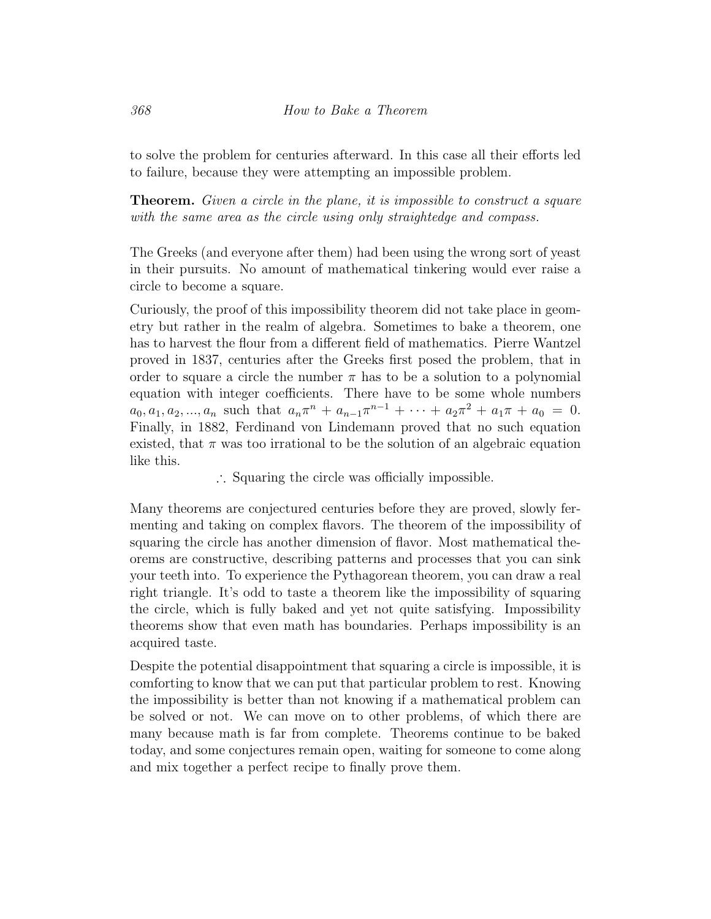to solve the problem for centuries afterward. In this case all their efforts led to failure, because they were attempting an impossible problem.

**Theorem.** *Given a circle in the plane, it is impossible to construct a square with the same area as the circle using only straightedge and compass.*

The Greeks (and everyone after them) had been using the wrong sort of yeast in their pursuits. No amount of mathematical tinkering would ever raise a circle to become a square.

Curiously, the proof of this impossibility theorem did not take place in geometry but rather in the realm of algebra. Sometimes to bake a theorem, one has to harvest the flour from a different field of mathematics. Pierre Wantzel proved in 1837, centuries after the Greeks first posed the problem, that in order to square a circle the number $\pi$ has to be a solution to a polynomial equation with integer coefficients. There have to be some whole numbers $a_0, a_1, a_2, ..., a_n$ such that $a_n\pi^n + a_{n-1}\pi^{n-1} + \cdots + a_2\pi^2 + a_1\pi + a_0 = 0$. Finally, in 1882, Ferdinand von Lindemann proved that no such equation existed, that $\pi$ was too irrational to be the solution of an algebraic equation like this.

$\therefore$ Squaring the circle was officially impossible.

Many theorems are conjectured centuries before they are proved, slowly fermenting and taking on complex flavors. The theorem of the impossibility of squaring the circle has another dimension of flavor. Most mathematical theorems are constructive, describing patterns and processes that you can sink your teeth into. To experience the Pythagorean theorem, you can draw a real right triangle. It's odd to taste a theorem like the impossibility of squaring the circle, which is fully baked and yet not quite satisfying. Impossibility theorems show that even math has boundaries. Perhaps impossibility is an acquired taste.

Despite the potential disappointment that squaring a circle is impossible, it is comforting to know that we can put that particular problem to rest. Knowing the impossibility is better than not knowing if a mathematical problem can be solved or not. We can move on to other problems, of which there are many because math is far from complete. Theorems continue to be baked today, and some conjectures remain open, waiting for someone to come along and mix together a perfect recipe to finally prove them.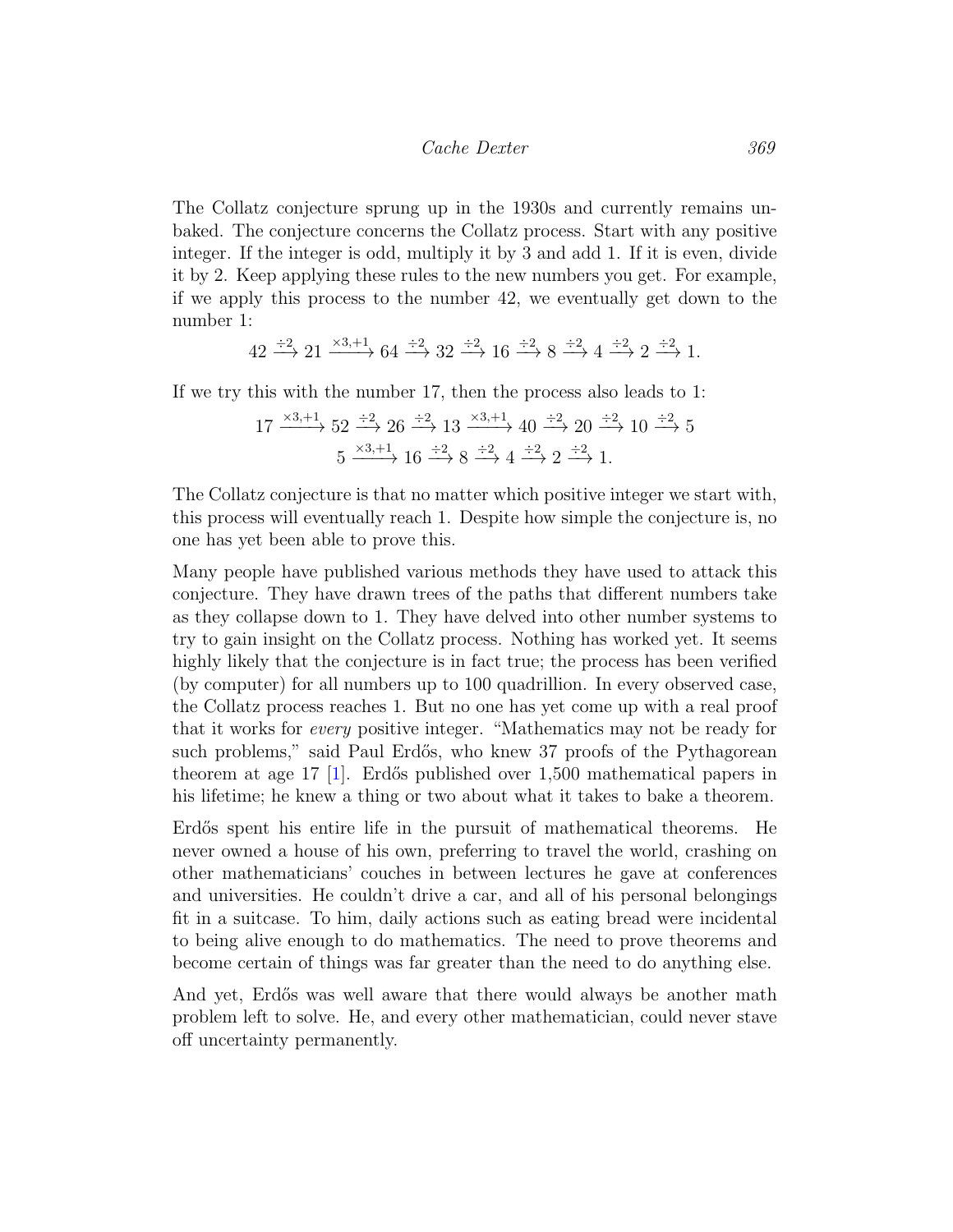The Collatz conjecture sprung up in the 1930s and currently remains unbaked. The conjecture concerns the Collatz process. Start with any positive integer. If the integer is odd, multiply it by 3 and add 1. If it is even, divide it by 2. Keep applying these rules to the new numbers you get. For example, if we apply this process to the number 42, we eventually get down to the number 1:

$$42 \xrightarrow{\div 2} 21 \xrightarrow{\times 3, +1} 64 \xrightarrow{\div 2} 32 \xrightarrow{\div 2} 16 \xrightarrow{\div 2} 8 \xrightarrow{\div 2} 4 \xrightarrow{\div 2} 2 \xrightarrow{\div 2} 1.$$

If we try this with the number 17, then the process also leads to 1:

$$17 \xrightarrow{\times 3, +1} 52 \xrightarrow{\div 2} 26 \xrightarrow{\div 2} 13 \xrightarrow{\times 3, +1} 40 \xrightarrow{\div 2} 20 \xrightarrow{\div 2} 10 \xrightarrow{\div 2} 5$$

$$5 \xrightarrow{\times 3, +1} 16 \xrightarrow{\div 2} 8 \xrightarrow{\div 2} 4 \xrightarrow{\div 2} 2 \xrightarrow{\div 2} 1.$$

The Collatz conjecture is that no matter which positive integer we start with, this process will eventually reach 1. Despite how simple the conjecture is, no one has yet been able to prove this.

Many people have published various methods they have used to attack this conjecture. They have drawn trees of the paths that different numbers take as they collapse down to 1. They have delved into other number systems to try to gain insight on the Collatz process. Nothing has worked yet. It seems highly likely that the conjecture is in fact true; the process has been verified (by computer) for all numbers up to 100 quadrillion. In every observed case, the Collatz process reaches 1. But no one has yet come up with a real proof that it works for *every* positive integer. "Mathematics may not be ready for such problems," said Paul Erdős, who knew 37 proofs of the Pythagorean theorem at age 17 [1]. Erdős published over 1,500 mathematical papers in his lifetime; he knew a thing or two about what it takes to bake a theorem.

Erdős spent his entire life in the pursuit of mathematical theorems. He never owned a house of his own, preferring to travel the world, crashing on other mathematicians' couches in between lectures he gave at conferences and universities. He couldn't drive a car, and all of his personal belongings fit in a suitcase. To him, daily actions such as eating bread were incidental to being alive enough to do mathematics. The need to prove theorems and become certain of things was far greater than the need to do anything else.

And yet, Erdős was well aware that there would always be another math problem left to solve. He, and every other mathematician, could never stave off uncertainty permanently.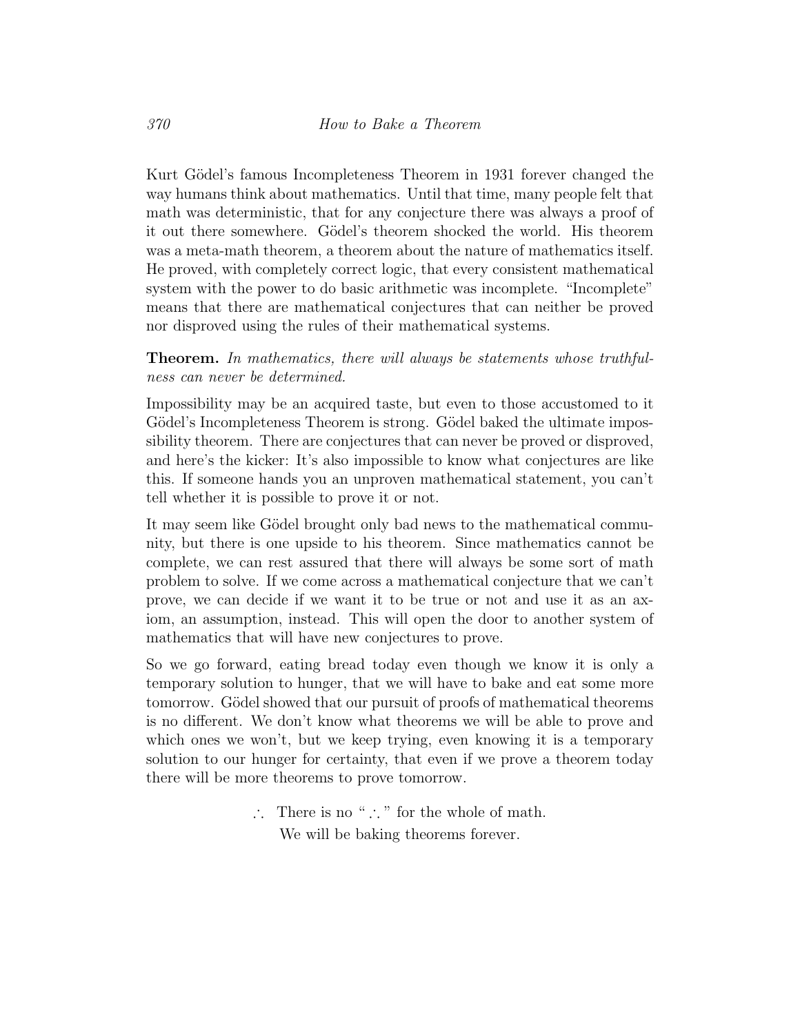Kurt Gödel's famous Incompleteness Theorem in 1931 forever changed the way humans think about mathematics. Until that time, many people felt that math was deterministic, that for any conjecture there was always a proof of it out there somewhere. Gödel's theorem shocked the world. His theorem was a meta-math theorem, a theorem about the nature of mathematics itself. He proved, with completely correct logic, that every consistent mathematical system with the power to do basic arithmetic was incomplete. "Incomplete" means that there are mathematical conjectures that can neither be proved nor disproved using the rules of their mathematical systems.

**Theorem.** *In mathematics, there will always be statements whose truthfulness can never be determined.*

Impossibility may be an acquired taste, but even to those accustomed to it Gödel's Incompleteness Theorem is strong. Gödel baked the ultimate impossibility theorem. There are conjectures that can never be proved or disproved, and here's the kicker: It's also impossible to know what conjectures are like this. If someone hands you an unproven mathematical statement, you can't tell whether it is possible to prove it or not.

It may seem like Gödel brought only bad news to the mathematical community, but there is one upside to his theorem. Since mathematics cannot be complete, we can rest assured that there will always be some sort of math problem to solve. If we come across a mathematical conjecture that we can't prove, we can decide if we want it to be true or not and use it as an axiom, an assumption, instead. This will open the door to another system of mathematics that will have new conjectures to prove.

So we go forward, eating bread today even though we know it is only a temporary solution to hunger, that we will have to bake and eat some more tomorrow. Gödel showed that our pursuit of proofs of mathematical theorems is no different. We don't know what theorems we will be able to prove and which ones we won't, but we keep trying, even knowing it is a temporary solution to our hunger for certainty, that even if we prove a theorem today there will be more theorems to prove tomorrow.

$\therefore$ There is no "$\therefore$" for the whole of math.
We will be baking theorems forever.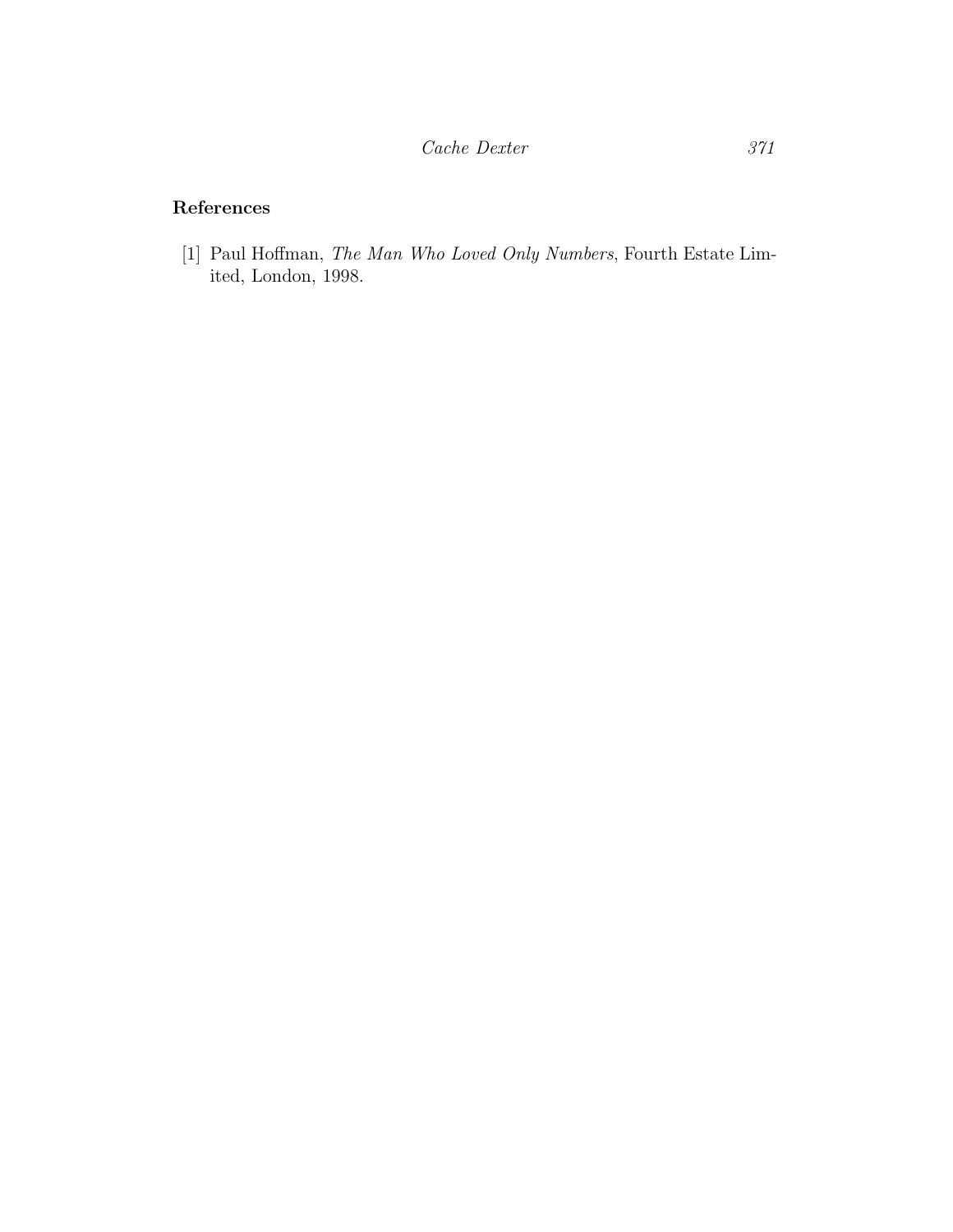## References

[1] Paul Hoffman, *The Man Who Loved Only Numbers*, Fourth Estate Limited, London, 1998.